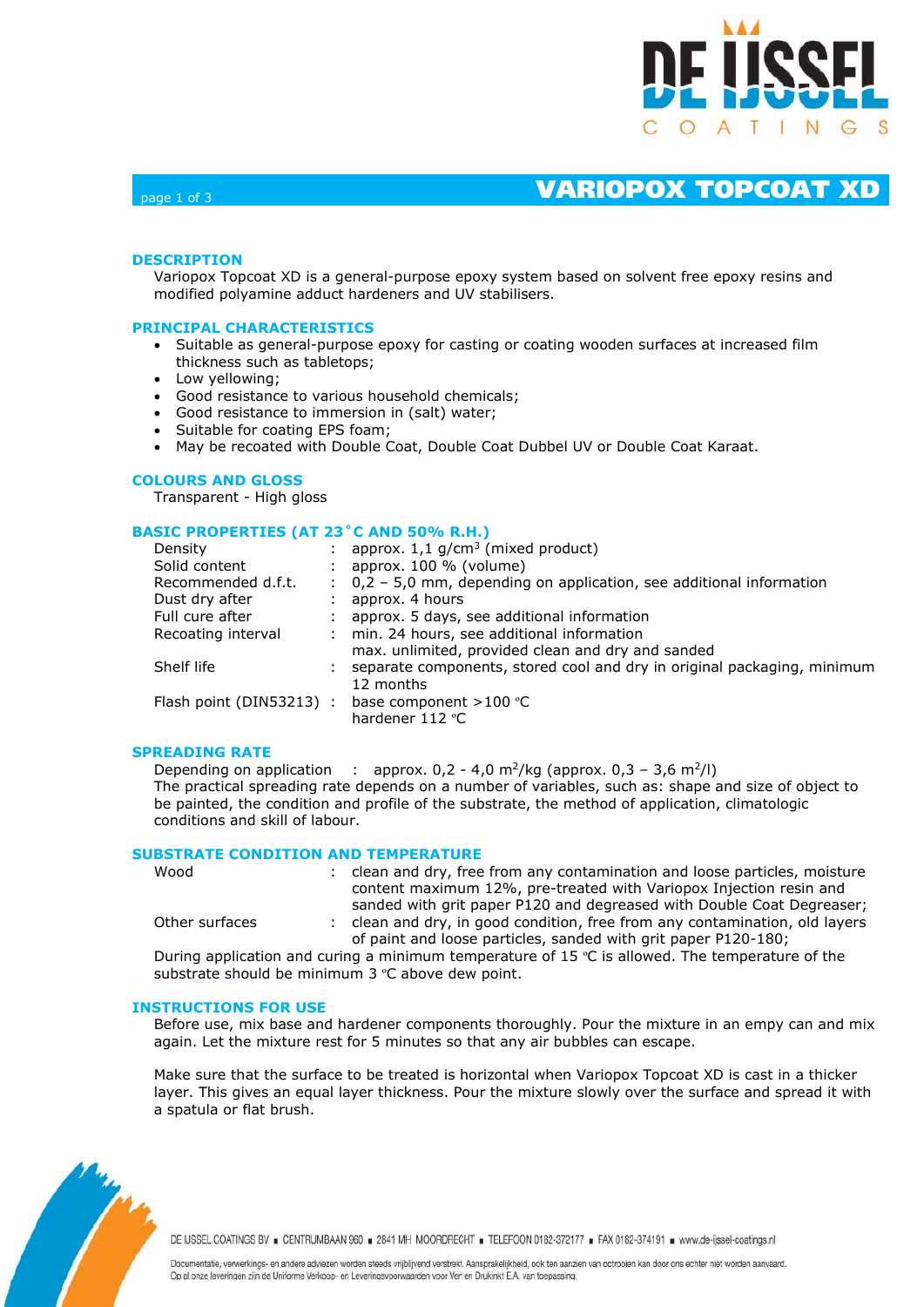# VARIOPOX TOPCOAT XD

## DESCRIPTION

Variopox Topcoat XD is a general-purpose epoxy system based on solvent free epoxy resins and modified polyamine adduct hardeners and UV stabilisers.

## PRINCIPAL CHARACTERISTICS

- Suitable as general-purpose epoxy for casting or coating wooden surfaces at increased film thickness such as tabletops;
- Low yellowing;
- Good resistance to various household chemicals;
- Good resistance to immersion in (salt) water;
- Suitable for coating EPS foam;
- May be recoated with Double Coat, Double Coat Dubbel UV or Double Coat Karaat.

## COLOURS AND GLOSS

Transparent - High gloss

## BASIC PROPERTIES (AT 23˚C AND 50% R.H.)

| | |
|---|---|
| Density | approx. 1,1 g/cm$^3$ (mixed product) |
| Solid content | approx. 100 % (volume) |
| Recommended d.f.t. | 0,2 – 5,0 mm, depending on application, see additional information |
| Dust dry after | approx. 4 hours |
| Full cure after | approx. 5 days, see additional information |
| Recoating interval | min. 24 hours, see additional information<br>max. unlimited, provided clean and dry and sanded |
| Shelf life | separate components, stored cool and dry in original packaging, minimum 12 months |
| Flash point (DIN53213) | base component >100 °C<br>hardener 112 °C |

## SPREADING RATE

Depending on application : approx. 0,2 - 4,0 m$^2$/kg (approx. 0,3 – 3,6 m$^2$/l)

The practical spreading rate depends on a number of variables, such as: shape and size of object to be painted, the condition and profile of the substrate, the method of application, climatologic conditions and skill of labour.

## SUBSTRATE CONDITION AND TEMPERATURE

| | |
|---|---|
| Wood | clean and dry, free from any contamination and loose particles, moisture content maximum 12%, pre-treated with Variopox Injection resin and sanded with grit paper P120 and degreased with Double Coat Degreaser; |
| Other surfaces | clean and dry, in good condition, free from any contamination, old layers of paint and loose particles, sanded with grit paper P120-180; |

During application and curing a minimum temperature of 15 °C is allowed. The temperature of the substrate should be minimum 3 °C above dew point.

## INSTRUCTIONS FOR USE

Before use, mix base and hardener components thoroughly. Pour the mixture in an empy can and mix again. Let the mixture rest for 5 minutes so that any air bubbles can escape.

Make sure that the surface to be treated is horizontal when Variopox Topcoat XD is cast in a thicker layer. This gives an equal layer thickness. Pour the mixture slowly over the surface and spread it with a spatula or flat brush.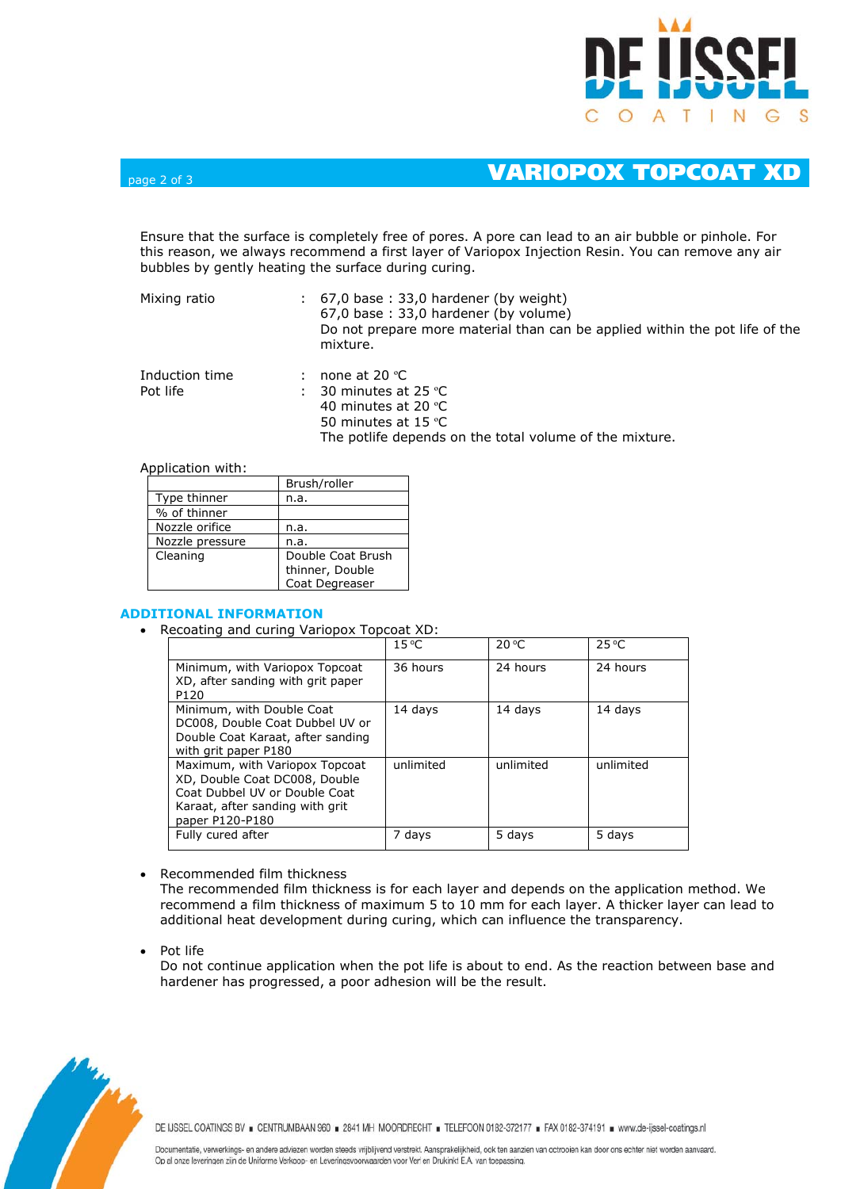Ensure that the surface is completely free of pores. A pore can lead to an air bubble or pinhole. For this reason, we always recommend a first layer of Variopox Injection Resin. You can remove any air bubbles by gently heating the surface during curing.

| | | |
|---|---|---|
| Mixing ratio | : | 67,0 base : 33,0 hardener (by weight)<br>67,0 base : 33,0 hardener (by volume)<br>Do not prepare more material than can be applied within the pot life of the mixture. |
| Induction time | : | none at 20 °C |
| Pot life | : | 30 minutes at 25 °C<br>40 minutes at 20 °C<br>50 minutes at 15 °C<br>The potlife depends on the total volume of the mixture. |

Application with:

| | Brush/roller |
|---|---|
| Type thinner | n.a. |
| % of thinner | |
| Nozzle orifice | n.a. |
| Nozzle pressure | n.a. |
| Cleaning | Double Coat Brush thinner, Double Coat Degreaser |

## ADDITIONAL INFORMATION

- Recoating and curing Variopox Topcoat XD:

| | 15 °C | 20 °C | 25 °C |
|---|---|---|---|
| Minimum, with Variopox Topcoat XD, after sanding with grit paper P120 | 36 hours | 24 hours | 24 hours |
| Minimum, with Double Coat DC008, Double Coat Dubbel UV or Double Coat Karaat, after sanding with grit paper P180 | 14 days | 14 days | 14 days |
| Maximum, with Variopox Topcoat XD, Double Coat DC008, Double Coat Dubbel UV or Double Coat Karaat, after sanding with grit paper P120-P180 | unlimited | unlimited | unlimited |
| Fully cured after | 7 days | 5 days | 5 days |

- Recommended film thickness
  The recommended film thickness is for each layer and depends on the application method. We recommend a film thickness of maximum 5 to 10 mm for each layer. A thicker layer can lead to additional heat development during curing, which can influence the transparency.

- Pot life
  Do not continue application when the pot life is about to end. As the reaction between base and hardener has progressed, a poor adhesion will be the result.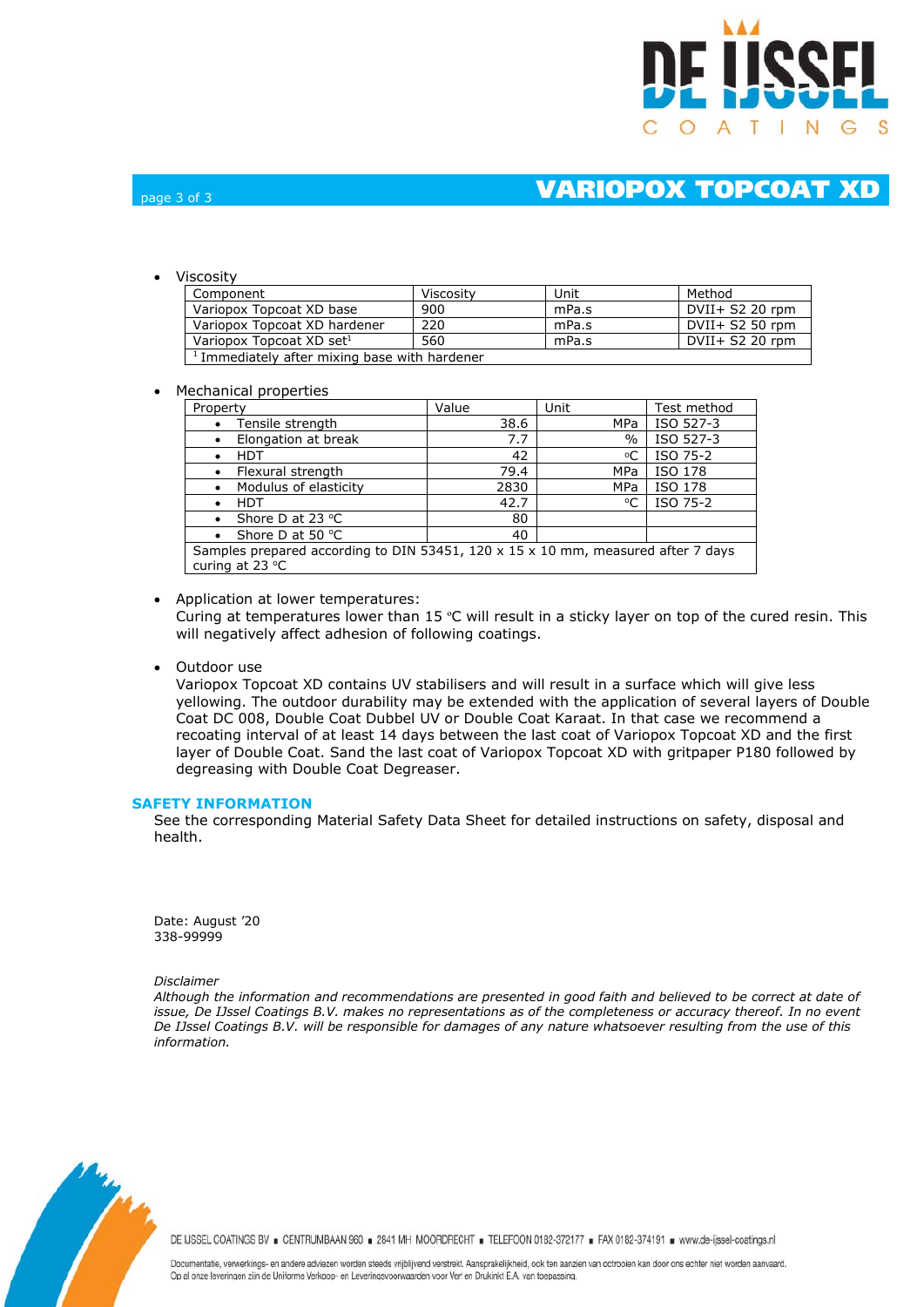- Viscosity

| Component | Viscosity | Unit | Method |
|---|---|---|---|
| Variopox Topcoat XD base | 900 | mPa.s | DVII+ S2 20 rpm |
| Variopox Topcoat XD hardener | 220 | mPa.s | DVII+ S2 50 rpm |
| Variopox Topcoat XD set[1] | 560 | mPa.s | DVII+ S2 20 rpm |
| [1] Immediately after mixing base with hardener | | | |

- Mechanical properties

| Property | Value | Unit | Test method |
|---|---|---|---|
| • Tensile strength | 38.6 | MPa | ISO 527-3 |
| • Elongation at break | 7.7 | % | ISO 527-3 |
| • HDT | 42 | °C | ISO 75-2 |
| • Flexural strength | 79.4 | MPa | ISO 178 |
| • Modulus of elasticity | 2830 | MPa | ISO 178 |
| • HDT | 42.7 | °C | ISO 75-2 |
| • Shore D at 23 °C | 80 | | |
| • Shore D at 50 °C | 40 | | |
| Samples prepared according to DIN 53451, 120 x 15 x 10 mm, measured after 7 days curing at 23 °C | | | |

- Application at lower temperatures:
  Curing at temperatures lower than 15 °C will result in a sticky layer on top of the cured resin. This will negatively affect adhesion of following coatings.

- Outdoor use
  Variopox Topcoat XD contains UV stabilisers and will result in a surface which will give less yellowing. The outdoor durability may be extended with the application of several layers of Double Coat DC 008, Double Coat Dubbel UV or Double Coat Karaat. In that case we recommend a recoating interval of at least 14 days between the last coat of Variopox Topcoat XD and the first layer of Double Coat. Sand the last coat of Variopox Topcoat XD with gritpaper P180 followed by degreasing with Double Coat Degreaser.

## SAFETY INFORMATION

See the corresponding Material Safety Data Sheet for detailed instructions on safety, disposal and health.

Date: August '20
338-99999

*Disclaimer*
*Although the information and recommendations are presented in good faith and believed to be correct at date of issue, De IJssel Coatings B.V. makes no representations as of the completeness or accuracy thereof. In no event De IJssel Coatings B.V. will be responsible for damages of any nature whatsoever resulting from the use of this information.*

DE IJSSEL COATINGS BV ■ CENTRUMBAAN 960 ■ 2841 MH MOORDRECHT ■ TELEFOON 0182-372177 ■ FAX 0182-374191 ■ www.de-ijssel-coatings.nl

Documentatie, verwerkings- en andere adviezen worden steeds vrijblijvend verstrekt. Aansprakelijkheid, ook ten aanzien van octrooien kan door ons echter niet worden aanvaard.
Op al onze leveringen zijn de Uniforme Verkoop- en Leveringsvoorwaarden voor Verf en Drukinkt E.A. van toepassing.